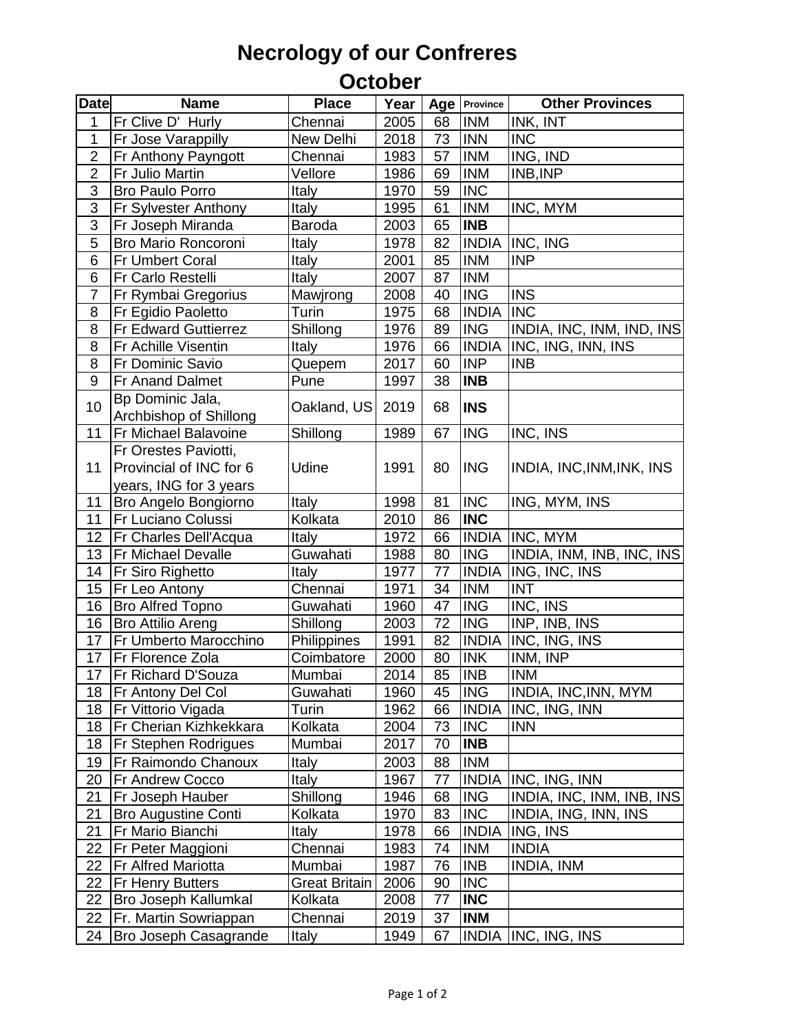# Necrology of our Confreres

## October

| Date | Name | Place | Year | Age | Province | Other Provinces |
|---|---|---|---|---|---|---|
| 1 | Fr Clive D' Hurly | Chennai | 2005 | 68 | INM | INK, INT |
| 1 | Fr Jose Varappilly | New Delhi | 2018 | 73 | INN | INC |
| 2 | Fr Anthony Payngott | Chennai | 1983 | 57 | INM | ING, IND |
| 2 | Fr Julio Martin | Vellore | 1986 | 69 | INM | INB,INP |
| 3 | Bro Paulo Porro | Italy | 1970 | 59 | INC | |
| 3 | Fr Sylvester Anthony | Italy | 1995 | 61 | INM | INC, MYM |
| 3 | Fr Joseph Miranda | Baroda | 2003 | 65 | **INB** | |
| 5 | Bro Mario Roncoroni | Italy | 1978 | 82 | INDIA | INC, ING |
| 6 | Fr Umbert Coral | Italy | 2001 | 85 | INM | INP |
| 6 | Fr Carlo Restelli | Italy | 2007 | 87 | INM | |
| 7 | Fr Rymbai Gregorius | Mawjrong | 2008 | 40 | ING | INS |
| 8 | Fr Egidio Paoletto | Turin | 1975 | 68 | INDIA | INC |
| 8 | Fr Edward Guttierrez | Shillong | 1976 | 89 | ING | INDIA, INC, INM, IND, INS |
| 8 | Fr Achille Visentin | Italy | 1976 | 66 | INDIA | INC, ING, INN, INS |
| 8 | Fr Dominic Savio | Quepem | 2017 | 60 | INP | INB |
| 9 | Fr Anand Dalmet | Pune | 1997 | 38 | **INB** | |
| 10 | Bp Dominic Jala, Archbishop of Shillong | Oakland, US | 2019 | 68 | **INS** | |
| 11 | Fr Michael Balavoine | Shillong | 1989 | 67 | ING | INC, INS |
| 11 | Fr Orestes Paviotti, Provincial of INC for 6 years, ING for 3 years | Udine | 1991 | 80 | ING | INDIA, INC,INM,INK, INS |
| 11 | Bro Angelo Bongiorno | Italy | 1998 | 81 | INC | ING, MYM, INS |
| 11 | Fr Luciano Colussi | Kolkata | 2010 | 86 | **INC** | |
| 12 | Fr Charles Dell'Acqua | Italy | 1972 | 66 | INDIA | INC, MYM |
| 13 | Fr Michael Devalle | Guwahati | 1988 | 80 | ING | INDIA, INM, INB, INC, INS |
| 14 | Fr Siro Righetto | Italy | 1977 | 77 | INDIA | ING, INC, INS |
| 15 | Fr Leo Antony | Chennai | 1971 | 34 | INM | INT |
| 16 | Bro Alfred Topno | Guwahati | 1960 | 47 | ING | INC, INS |
| 16 | Bro Attilio Areng | Shillong | 2003 | 72 | ING | INP, INB, INS |
| 17 | Fr Umberto Marocchino | Philippines | 1991 | 82 | INDIA | INC, ING, INS |
| 17 | Fr Florence Zola | Coimbatore | 2000 | 80 | INK | INM, INP |
| 17 | Fr Richard D'Souza | Mumbai | 2014 | 85 | INB | INM |
| 18 | Fr Antony Del Col | Guwahati | 1960 | 45 | ING | INDIA, INC,INN, MYM |
| 18 | Fr Vittorio Vigada | Turin | 1962 | 66 | INDIA | INC, ING, INN |
| 18 | Fr Cherian Kizhkekkara | Kolkata | 2004 | 73 | INC | INN |
| 18 | Fr Stephen Rodrigues | Mumbai | 2017 | 70 | **INB** | |
| 19 | Fr Raimondo Chanoux | Italy | 2003 | 88 | INM | |
| 20 | Fr Andrew Cocco | Italy | 1967 | 77 | INDIA | INC, ING, INN |
| 21 | Fr Joseph Hauber | Shillong | 1946 | 68 | ING | INDIA, INC, INM, INB, INS |
| 21 | Bro Augustine Conti | Kolkata | 1970 | 83 | INC | INDIA, ING, INN, INS |
| 21 | Fr Mario Bianchi | Italy | 1978 | 66 | INDIA | ING, INS |
| 22 | Fr Peter Maggioni | Chennai | 1983 | 74 | INM | INDIA |
| 22 | Fr Alfred Mariotta | Mumbai | 1987 | 76 | INB | INDIA, INM |
| 22 | Fr Henry Butters | Great Britain | 2006 | 90 | INC | |
| 22 | Bro Joseph Kallumkal | Kolkata | 2008 | 77 | **INC** | |
| 22 | Fr. Martin Sowriappan | Chennai | 2019 | 37 | **INM** | |
| 24 | Bro Joseph Casagrande | Italy | 1949 | 67 | INDIA | INC, ING, INS |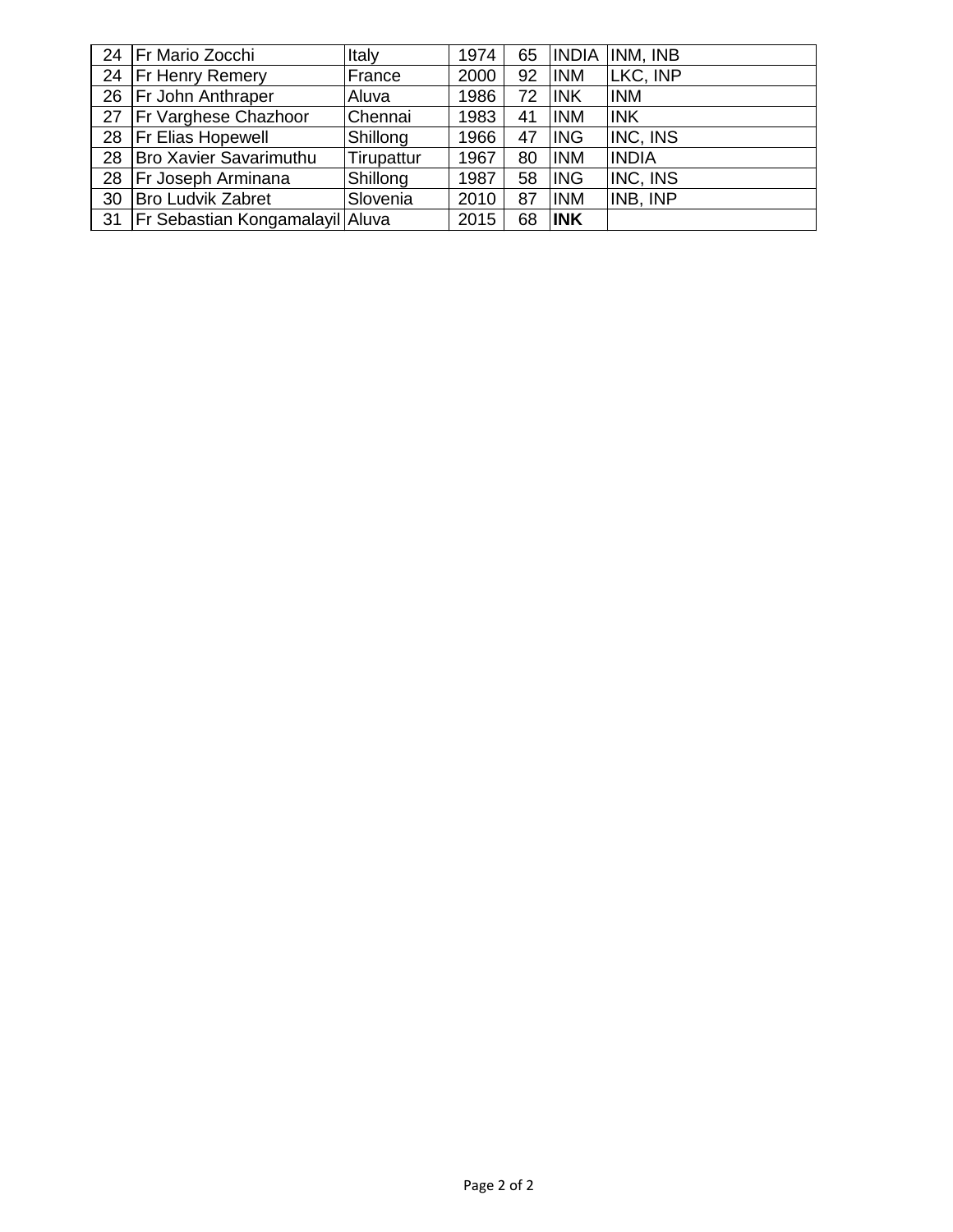| | | | | | | |
|---|---|---|---|---|---|---|
| 24 | Fr Mario Zocchi | Italy | 1974 | 65 | INDIA | INM, INB |
| 24 | Fr Henry Remery | France | 2000 | 92 | INM | LKC, INP |
| 26 | Fr John Anthraper | Aluva | 1986 | 72 | INK | INM |
| 27 | Fr Varghese Chazhoor | Chennai | 1983 | 41 | INM | INK |
| 28 | Fr Elias Hopewell | Shillong | 1966 | 47 | ING | INC, INS |
| 28 | Bro Xavier Savarimuthu | Tirupattur | 1967 | 80 | INM | INDIA |
| 28 | Fr Joseph Arminana | Shillong | 1987 | 58 | ING | INC, INS |
| 30 | Bro Ludvik Zabret | Slovenia | 2010 | 87 | INM | INB, INP |
| 31 | Fr Sebastian Kongamalayil | Aluva | 2015 | 68 | **INK** | |